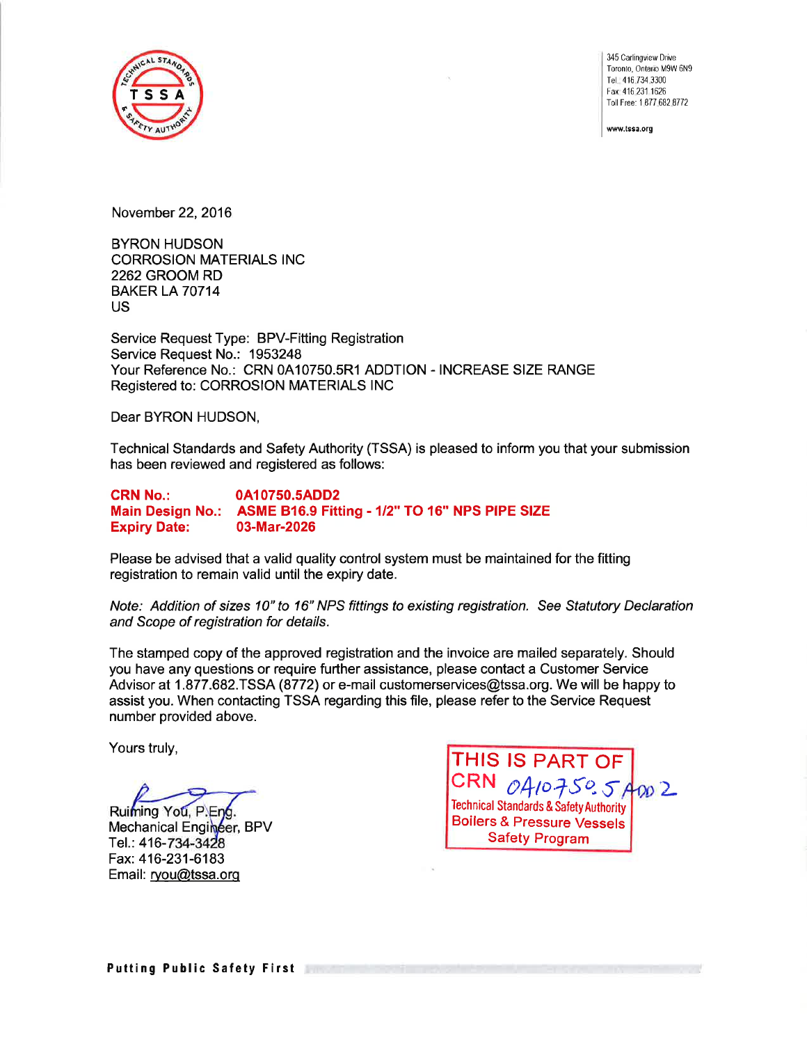TSSA — Technical Standards & Safety Authority

345 Carlingview Drive
Toronto, Ontario M9W 6N9
Tel.: 416.734.3300
Fax: 416.231.1626
Toll Free: 1.877.682.8772

www.tssa.org

November 22, 2016

BYRON HUDSON
CORROSION MATERIALS INC
2262 GROOM RD
BAKER LA 70714
US

Service Request Type: BPV-Fitting Registration
Service Request No.: 1953248
Your Reference No.: CRN 0A10750.5R1 ADDTION - INCREASE SIZE RANGE
Registered to: CORROSION MATERIALS INC

Dear BYRON HUDSON,

Technical Standards and Safety Authority (TSSA) is pleased to inform you that your submission has been reviewed and registered as follows:

**CRN No.:** **0A10750.5ADD2**
**Main Design No.:** **ASME B16.9 Fitting - 1/2" TO 16" NPS PIPE SIZE**
**Expiry Date:** **03-Mar-2026**

Please be advised that a valid quality control system must be maintained for the fitting registration to remain valid until the expiry date.

*Note: Addition of sizes 10" to 16" NPS fittings to existing registration. See Statutory Declaration and Scope of registration for details.*

The stamped copy of the approved registration and the invoice are mailed separately. Should you have any questions or require further assistance, please contact a Customer Service Advisor at 1.877.682.TSSA (8772) or e-mail customerservices@tssa.org. We will be happy to assist you. When contacting TSSA regarding this file, please refer to the Service Request number provided above.

Yours truly,

Ruiming You, P.Eng.
Mechanical Engineer, BPV
Tel.: 416-734-3428
Fax: 416-231-6183
Email: ryou@tssa.org

THIS IS PART OF
CRN 0A10750.5ADD2
Technical Standards & Safety Authority
Boilers & Pressure Vessels
Safety Program

**Putting Public Safety First**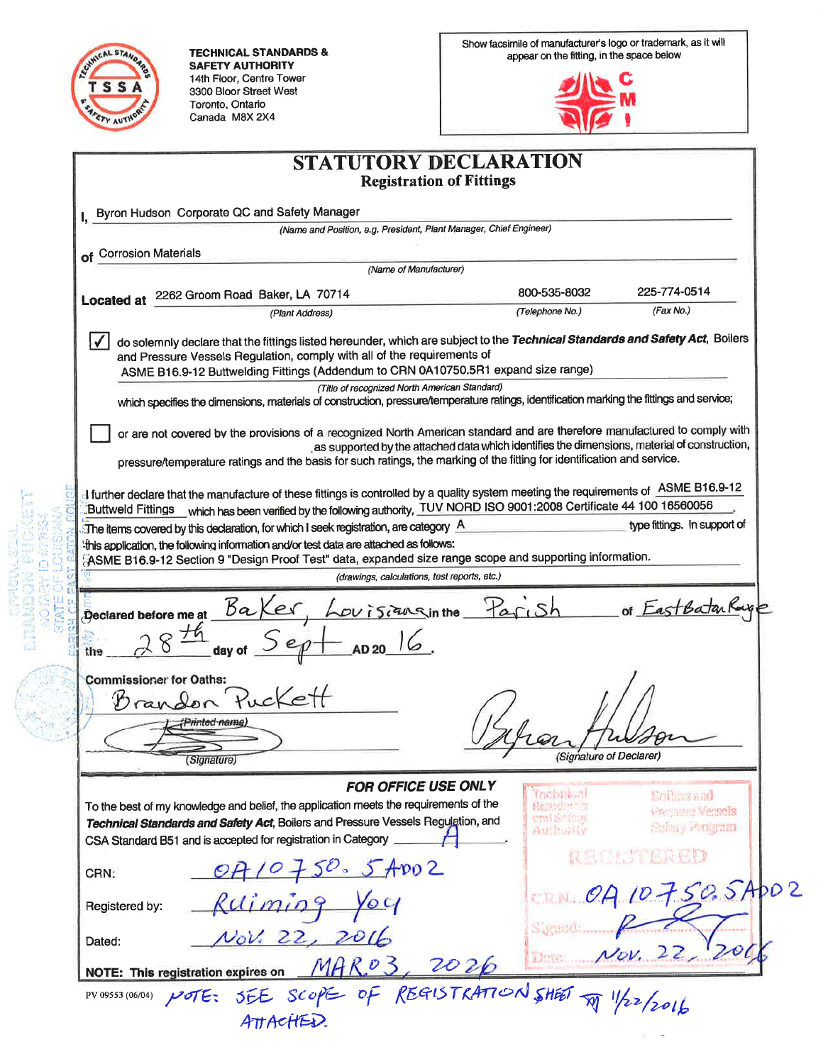TECHNICAL STANDARDS & SAFETY AUTHORITY
14th Floor, Centre Tower
3300 Bloor Street West
Toronto, Ontario
Canada M8X 2X4

Show facsimile of manufacturer's logo or trademark, as it will appear on the fitting, in the space below

CMI

# STATUTORY DECLARATION

## Registration of Fittings

I, Byron Hudson Corporate QC and Safety Manager
(Name and Position, e.g. President, Plant Manager, Chief Engineer)

of Corrosion Materials
(Name of Manufacturer)

**Located at** 2262 Groom Road Baker, LA 70714 — 800-535-8032 — 225-774-0514
(Plant Address) (Telephone No.) (Fax No.)

☑ do solemnly declare that the fittings listed hereunder, which are subject to the ***Technical Standards and Safety Act***, Boilers and Pressure Vessels Regulation, comply with all of the requirements of
ASME B16.9-12 Buttwelding Fittings (Addendum to CRN 0A10750.5R1 expand size range)
(Title of recognized North American Standard)
which specifies the dimensions, materials of construction, pressure/temperature ratings, identification marking the fittings and service;

☐ or are not covered by the provisions of a recognized North American standard and are therefore manufactured to comply with \_\_\_\_\_ as supported by the attached data which identifies the dimensions, material of construction, pressure/temperature ratings and the basis for such ratings, the marking of the fitting for identification and service.

I further declare that the manufacture of these fittings is controlled by a quality system meeting the requirements of ASME B16.9-12 Buttweld Fittings which has been verified by the following authority, TUV NORD ISO 9001:2008 Certificate 44 100 16560056.
The items covered by this declaration, for which I seek registration, are category A type fittings. In support of this application, the following information and/or test data are attached as follows:
ASME B16.9-12 Section 9 "Design Proof Test" data, expanded size range scope and supporting information.
(drawings, calculations, test reports, etc.)

Declared before me at Baker, Louisiana in the Parish of East Baton Rouge the 28th day of Sept AD 2016.

**Commissioner for Oaths:**
Brandon Puckett
(Printed name)
(Signature)

(Signature of Declarer)

OFFICIAL SEAL — BRANDON PUCKETT — NOTARY ID #77834 — STATE OF LOUISIANA — PARISH OF EAST BATON ROUGE

***FOR OFFICE USE ONLY***

To the best of my knowledge and belief, the application meets the requirements of the ***Technical Standards and Safety Act***, Boilers and Pressure Vessels Regulation, and CSA Standard B51 and is accepted for registration in Category A.

CRN: 0A10750.5ADD2

Registered by: Ruiming You

Dated: Nov. 22, 2016

**NOTE: This registration expires on** MAR 03, 2026

Technical Standards and Safety Authority — Boilers and Pressure Vessels Safety Program — REGISTERED
C.R.N. 0A10750.5ADD2
Signed: (signature)
Date: Nov. 22, 2016

PV 09553 (06/04)

NOTE: SEE SCOPE OF REGISTRATION SHEET ATTACHED. RY 11/22/2016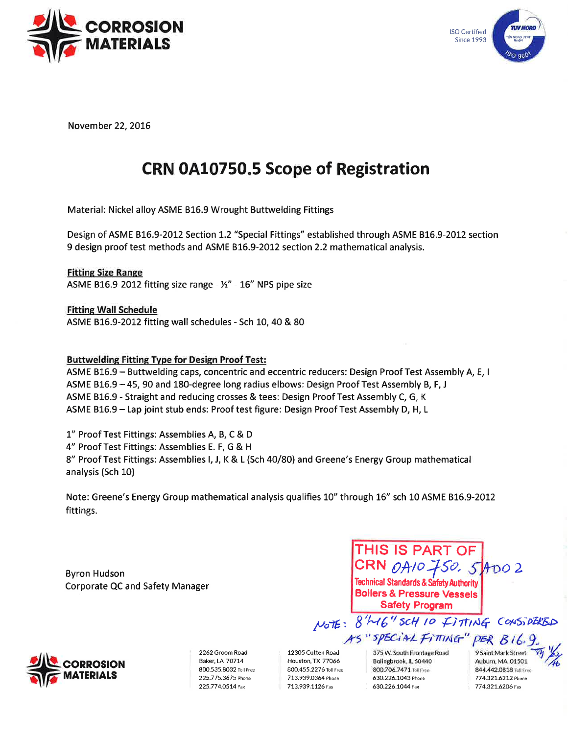CORROSION MATERIALS

ISO Certified Since 1993

November 22, 2016

# CRN 0A10750.5 Scope of Registration

Material: Nickel alloy ASME B16.9 Wrought Buttwelding Fittings

Design of ASME B16.9-2012 Section 1.2 "Special Fittings" established through ASME B16.9-2012 section 9 design proof test methods and ASME B16.9-2012 section 2.2 mathematical analysis.

**Fitting Size Range**
ASME B16.9-2012 fitting size range - ½" - 16" NPS pipe size

**Fitting Wall Schedule**
ASME B16.9-2012 fitting wall schedules - Sch 10, 40 & 80

**Buttwelding Fitting Type for Design Proof Test:**
ASME B16.9 – Buttwelding caps, concentric and eccentric reducers: Design Proof Test Assembly A, E, I
ASME B16.9 – 45, 90 and 180-degree long radius elbows: Design Proof Test Assembly B, F, J
ASME B16.9 - Straight and reducing crosses & tees: Design Proof Test Assembly C, G, K
ASME B16.9 – Lap joint stub ends: Proof test figure: Design Proof Test Assembly D, H, L

1" Proof Test Fittings: Assemblies A, B, C & D
4" Proof Test Fittings: Assemblies E. F, G & H
8" Proof Test Fittings: Assemblies I, J, K & L (Sch 40/80) and Greene's Energy Group mathematical analysis (Sch 10)

Note: Greene's Energy Group mathematical analysis qualifies 10" through 16" sch 10 ASME B16.9-2012 fittings.

Byron Hudson
Corporate QC and Safety Manager

THIS IS PART OF CRN 0A10750.5ADD2
Technical Standards & Safety Authority
Boilers & Pressure Vessels Safety Program

NOTE: 8"–16" SCH 10 FITTING CONSIDERED AS "SPECIAL FITTING" PER B16.9.

CORROSION MATERIALS

2262 Groom Road
Baker, LA 70714
800.535.8032 Toll Free
225.775.3675 Phone
225.774.0514 Fax

12305 Cutten Road
Houston, TX 77066
800.455.2276 Toll Free
713.939.0364 Phone
713.939.1126 Fax

375 W. South Frontage Road
Bolingbrook, IL 60440
800.706.7471 Toll Free
630.226.1043 Phone
630.226.1044 Fax

9 Saint Mark Street
Auburn, MA 01501
844.442.0818 Toll Free
774.321.6212 Phone
774.321.6206 Fax